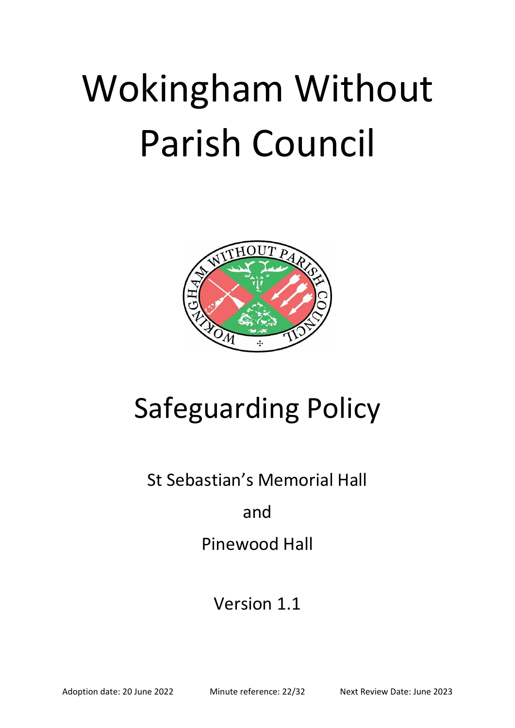# Wokingham Without Parish Council

## Safeguarding Policy

St Sebastian's Memorial Hall

and

Pinewood Hall

Version 1.1

Adoption date: 20 June 2022    Minute reference: 22/32    Next Review Date: June 2023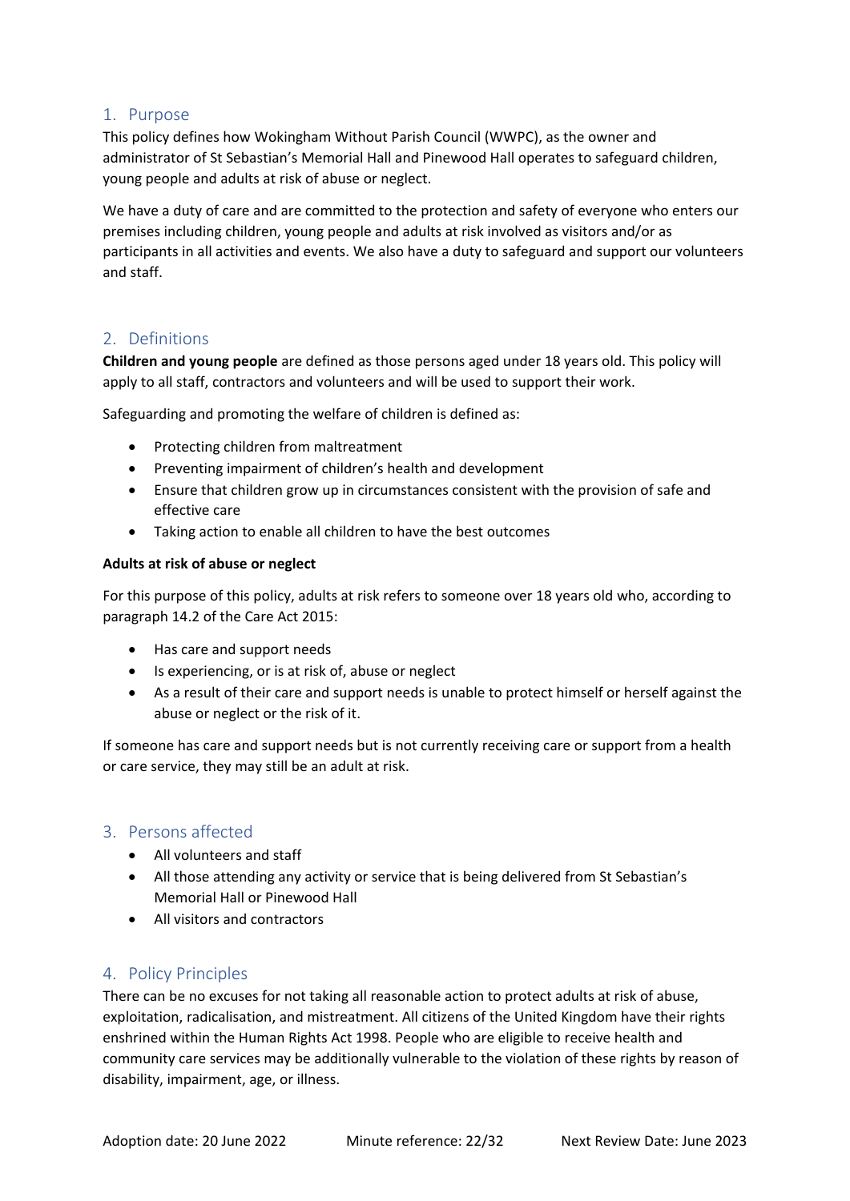## 1. Purpose

This policy defines how Wokingham Without Parish Council (WWPC), as the owner and administrator of St Sebastian's Memorial Hall and Pinewood Hall operates to safeguard children, young people and adults at risk of abuse or neglect.

We have a duty of care and are committed to the protection and safety of everyone who enters our premises including children, young people and adults at risk involved as visitors and/or as participants in all activities and events. We also have a duty to safeguard and support our volunteers and staff.

## 2. Definitions

**Children and young people** are defined as those persons aged under 18 years old. This policy will apply to all staff, contractors and volunteers and will be used to support their work.

Safeguarding and promoting the welfare of children is defined as:

- Protecting children from maltreatment
- Preventing impairment of children's health and development
- Ensure that children grow up in circumstances consistent with the provision of safe and effective care
- Taking action to enable all children to have the best outcomes

**Adults at risk of abuse or neglect**

For this purpose of this policy, adults at risk refers to someone over 18 years old who, according to paragraph 14.2 of the Care Act 2015:

- Has care and support needs
- Is experiencing, or is at risk of, abuse or neglect
- As a result of their care and support needs is unable to protect himself or herself against the abuse or neglect or the risk of it.

If someone has care and support needs but is not currently receiving care or support from a health or care service, they may still be an adult at risk.

## 3. Persons affected

- All volunteers and staff
- All those attending any activity or service that is being delivered from St Sebastian's Memorial Hall or Pinewood Hall
- All visitors and contractors

## 4. Policy Principles

There can be no excuses for not taking all reasonable action to protect adults at risk of abuse, exploitation, radicalisation, and mistreatment. All citizens of the United Kingdom have their rights enshrined within the Human Rights Act 1998. People who are eligible to receive health and community care services may be additionally vulnerable to the violation of these rights by reason of disability, impairment, age, or illness.

Adoption date: 20 June 2022 Minute reference: 22/32 Next Review Date: June 2023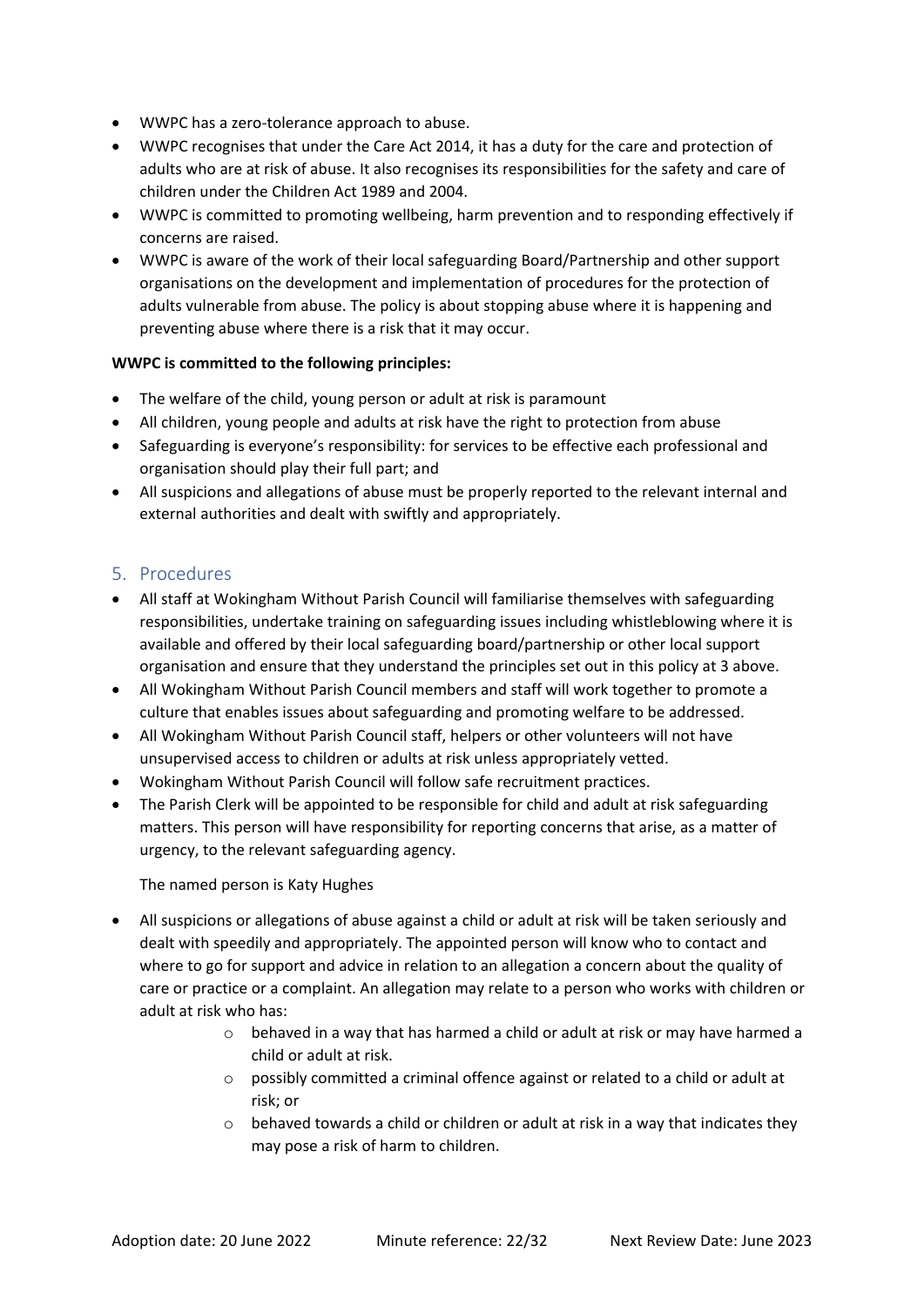- WWPC has a zero-tolerance approach to abuse.
- WWPC recognises that under the Care Act 2014, it has a duty for the care and protection of adults who are at risk of abuse. It also recognises its responsibilities for the safety and care of children under the Children Act 1989 and 2004.
- WWPC is committed to promoting wellbeing, harm prevention and to responding effectively if concerns are raised.
- WWPC is aware of the work of their local safeguarding Board/Partnership and other support organisations on the development and implementation of procedures for the protection of adults vulnerable from abuse. The policy is about stopping abuse where it is happening and preventing abuse where there is a risk that it may occur.

**WWPC is committed to the following principles:**

- The welfare of the child, young person or adult at risk is paramount
- All children, young people and adults at risk have the right to protection from abuse
- Safeguarding is everyone's responsibility: for services to be effective each professional and organisation should play their full part; and
- All suspicions and allegations of abuse must be properly reported to the relevant internal and external authorities and dealt with swiftly and appropriately.

## 5. Procedures

- All staff at Wokingham Without Parish Council will familiarise themselves with safeguarding responsibilities, undertake training on safeguarding issues including whistleblowing where it is available and offered by their local safeguarding board/partnership or other local support organisation and ensure that they understand the principles set out in this policy at 3 above.
- All Wokingham Without Parish Council members and staff will work together to promote a culture that enables issues about safeguarding and promoting welfare to be addressed.
- All Wokingham Without Parish Council staff, helpers or other volunteers will not have unsupervised access to children or adults at risk unless appropriately vetted.
- Wokingham Without Parish Council will follow safe recruitment practices.
- The Parish Clerk will be appointed to be responsible for child and adult at risk safeguarding matters. This person will have responsibility for reporting concerns that arise, as a matter of urgency, to the relevant safeguarding agency.

  The named person is Katy Hughes

- All suspicions or allegations of abuse against a child or adult at risk will be taken seriously and dealt with speedily and appropriately. The appointed person will know who to contact and where to go for support and advice in relation to an allegation a concern about the quality of care or practice or a complaint. An allegation may relate to a person who works with children or adult at risk who has:
  - behaved in a way that has harmed a child or adult at risk or may have harmed a child or adult at risk.
  - possibly committed a criminal offence against or related to a child or adult at risk; or
  - behaved towards a child or children or adult at risk in a way that indicates they may pose a risk of harm to children.

Adoption date: 20 June 2022 Minute reference: 22/32 Next Review Date: June 2023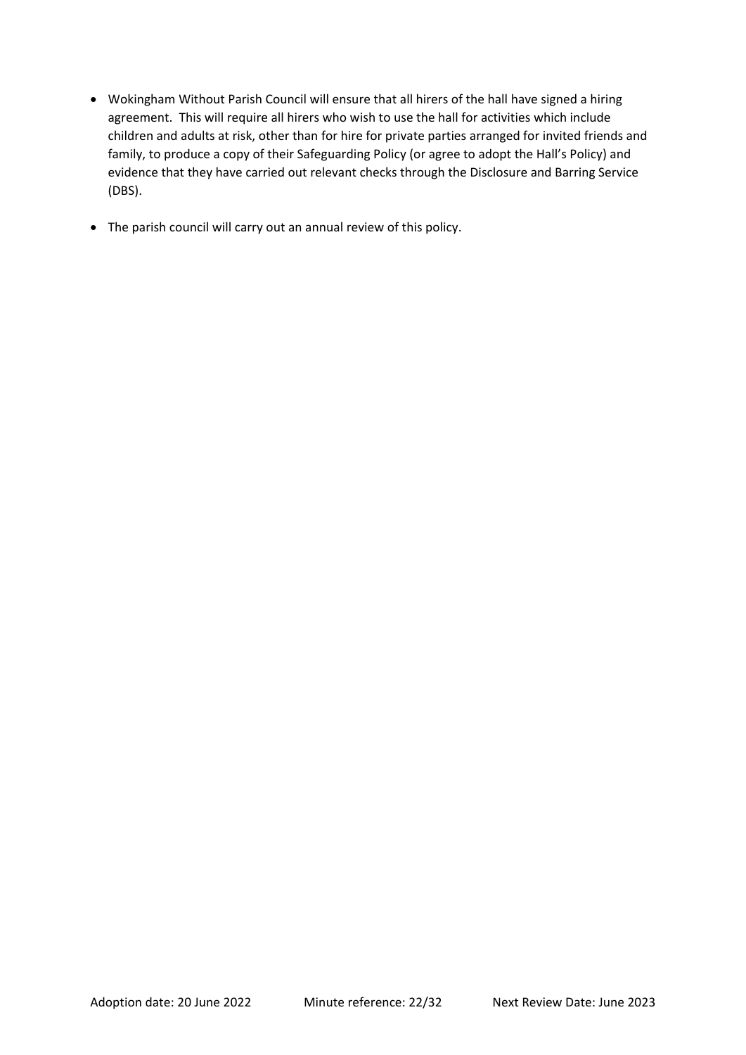- Wokingham Without Parish Council will ensure that all hirers of the hall have signed a hiring agreement. This will require all hirers who wish to use the hall for activities which include children and adults at risk, other than for hire for private parties arranged for invited friends and family, to produce a copy of their Safeguarding Policy (or agree to adopt the Hall's Policy) and evidence that they have carried out relevant checks through the Disclosure and Barring Service (DBS).

- The parish council will carry out an annual review of this policy.

Adoption date: 20 June 2022 Minute reference: 22/32 Next Review Date: June 2023